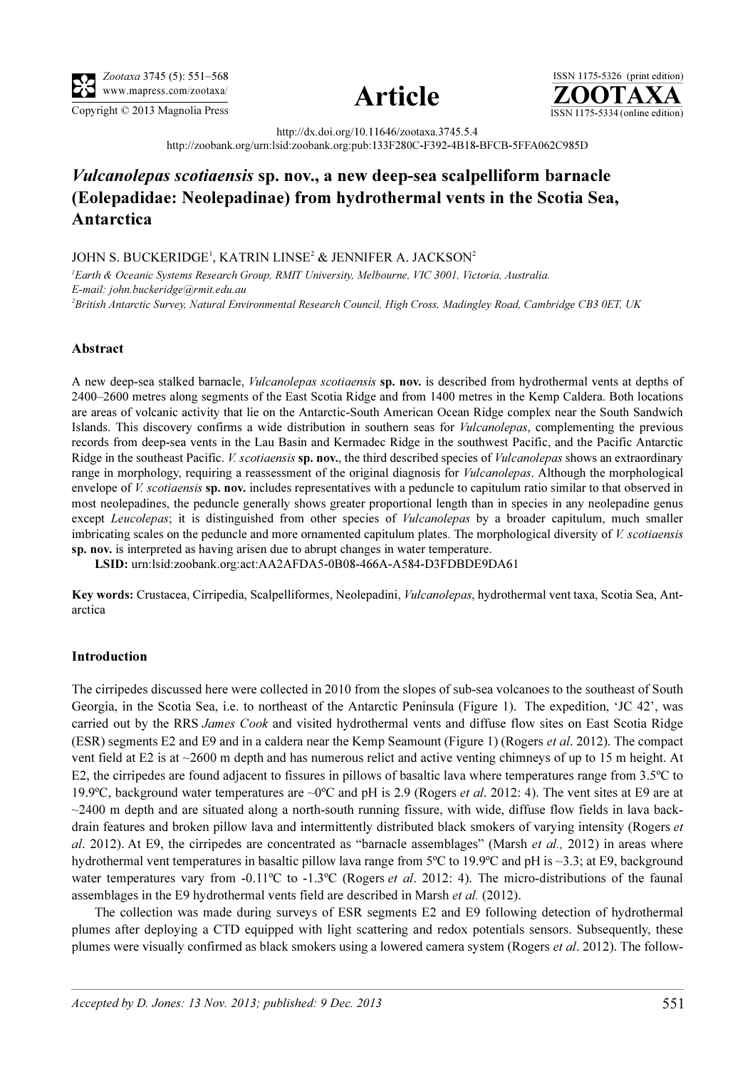http://dx.doi.org/10.11646/zootaxa.3745.5.4

http://zoobank.org/urn:lsid:zoobank.org:pub:133F280C-F392-4B18-BFCB-5FFA062C985D

# *Vulcanolepas scotiaensis* sp. nov., a new deep-sea scalpelliform barnacle (Eolepadidae: Neolepadinae) from hydrothermal vents in the Scotia Sea, Antarctica

JOHN S. BUCKERIDGE[1], KATRIN LINSE[2] & JENNIFER A. JACKSON[2]

[1]*Earth & Oceanic Systems Research Group, RMIT University, Melbourne, VIC 3001, Victoria, Australia.*
*E-mail: john.buckeridge@rmit.edu.au*

[2]*British Antarctic Survey, Natural Environmental Research Council, High Cross, Madingley Road, Cambridge CB3 0ET, UK*

## Abstract

A new deep-sea stalked barnacle, *Vulcanolepas scotiaensis* **sp. nov.** is described from hydrothermal vents at depths of 2400–2600 metres along segments of the East Scotia Ridge and from 1400 metres in the Kemp Caldera. Both locations are areas of volcanic activity that lie on the Antarctic-South American Ocean Ridge complex near the South Sandwich Islands. This discovery confirms a wide distribution in southern seas for *Vulcanolepas*, complementing the previous records from deep-sea vents in the Lau Basin and Kermadec Ridge in the southwest Pacific, and the Pacific Antarctic Ridge in the southeast Pacific. *V. scotiaensis* **sp. nov.**, the third described species of *Vulcanolepas* shows an extraordinary range in morphology, requiring a reassessment of the original diagnosis for *Vulcanolepas*. Although the morphological envelope of *V. scotiaensis* **sp. nov.** includes representatives with a peduncle to capitulum ratio similar to that observed in most neolepadines, the peduncle generally shows greater proportional length than in species in any neolepadine genus except *Leucolepas*; it is distinguished from other species of *Vulcanolepas* by a broader capitulum, much smaller imbricating scales on the peduncle and more ornamented capitulum plates. The morphological diversity of *V. scotiaensis* **sp. nov.** is interpreted as having arisen due to abrupt changes in water temperature.

**LSID:** urn:lsid:zoobank.org:act:AA2AFDA5-0B08-466A-A584-D3FDBDE9DA61

**Key words:** Crustacea, Cirripedia, Scalpelliformes, Neolepadini, *Vulcanolepas*, hydrothermal vent taxa, Scotia Sea, Antarctica

## Introduction

The cirripedes discussed here were collected in 2010 from the slopes of sub-sea volcanoes to the southeast of South Georgia, in the Scotia Sea, i.e. to northeast of the Antarctic Peninsula (Figure 1). The expedition, 'JC 42', was carried out by the RRS *James Cook* and visited hydrothermal vents and diffuse flow sites on East Scotia Ridge (ESR) segments E2 and E9 and in a caldera near the Kemp Seamount (Figure 1) (Rogers *et al*. 2012). The compact vent field at E2 is at ~2600 m depth and has numerous relict and active venting chimneys of up to 15 m height. At E2, the cirripedes are found adjacent to fissures in pillows of basaltic lava where temperatures range from 3.5ºC to 19.9ºC, background water temperatures are ~0ºC and pH is 2.9 (Rogers *et al*. 2012: 4). The vent sites at E9 are at ~2400 m depth and are situated along a north-south running fissure, with wide, diffuse flow fields in lava back-drain features and broken pillow lava and intermittently distributed black smokers of varying intensity (Rogers *et al*. 2012). At E9, the cirripedes are concentrated as "barnacle assemblages" (Marsh *et al.,* 2012) in areas where hydrothermal vent temperatures in basaltic pillow lava range from 5ºC to 19.9ºC and pH is ~3.3; at E9, background water temperatures vary from -0.11ºC to -1.3ºC (Rogers *et al*. 2012: 4). The micro-distributions of the faunal assemblages in the E9 hydrothermal vents field are described in Marsh *et al.* (2012).

The collection was made during surveys of ESR segments E2 and E9 following detection of hydrothermal plumes after deploying a CTD equipped with light scattering and redox potentials sensors. Subsequently, these plumes were visually confirmed as black smokers using a lowered camera system (Rogers *et al*. 2012). The follow-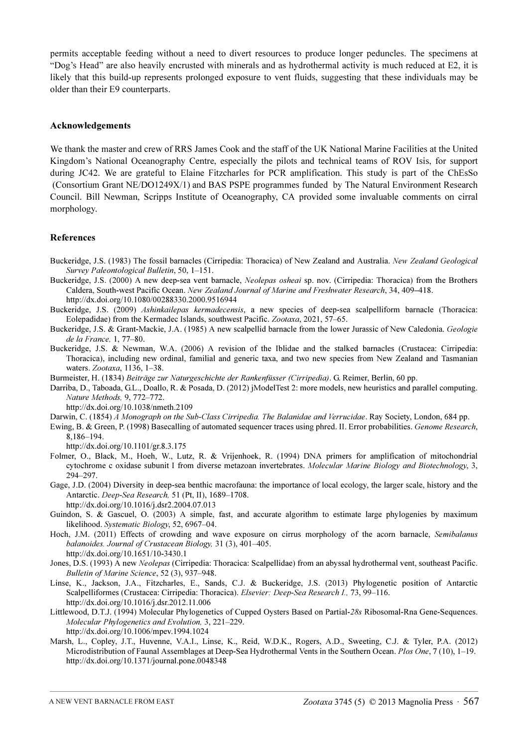permits acceptable feeding without a need to divert resources to produce longer peduncles. The specimens at "Dog's Head" are also heavily encrusted with minerals and as hydrothermal activity is much reduced at E2, it is likely that this build-up represents prolonged exposure to vent fluids, suggesting that these individuals may be older than their E9 counterparts.

## Acknowledgements

We thank the master and crew of RRS James Cook and the staff of the UK National Marine Facilities at the United Kingdom's National Oceanography Centre, especially the pilots and technical teams of ROV Isis, for support during JC42. We are grateful to Elaine Fitzcharles for PCR amplification. This study is part of the ChEsSo (Consortium Grant NE/DO1249X/1) and BAS PSPE programmes funded by The Natural Environment Research Council. Bill Newman, Scripps Institute of Oceanography, CA provided some invaluable comments on cirral morphology.

## References

Buckeridge, J.S. (1983) The fossil barnacles (Cirripedia: Thoracica) of New Zealand and Australia. *New Zealand Geological Survey Paleontological Bulletin*, 50, 1–151.

Buckeridge, J.S. (2000) A new deep-sea vent barnacle, *Neolepas osheai* sp. nov. (Cirripedia: Thoracica) from the Brothers Caldera, South-west Pacific Ocean. *New Zealand Journal of Marine and Freshwater Research*, 34, 409–418. http://dx.doi.org/10.1080/00288330.2000.9516944

Buckeridge, J.S. (2009) *Ashinkailepas kermadecensis*, a new species of deep-sea scalpelliform barnacle (Thoracica: Eolepadidae) from the Kermadec Islands, southwest Pacific. *Zootaxa*, 2021, 57–65.

Buckeridge, J.S. & Grant-Mackie, J.A. (1985) A new scalpellid barnacle from the lower Jurassic of New Caledonia. *Geologie de la France,* 1, 77–80.

Buckeridge, J.S. & Newman, W.A. (2006) A revision of the Iblidae and the stalked barnacles (Crustacea: Cirripedia: Thoracica), including new ordinal, familial and generic taxa, and two new species from New Zealand and Tasmanian waters. *Zootaxa*, 1136, 1–38.

Burmeister, H. (1834) *Beiträge zur Naturgeschichte der Rankenfüsser (Cirripedia)*. G. Reimer, Berlin, 60 pp.

Darriba, D., Taboada, G.L., Doallo, R. & Posada, D. (2012) jModelTest 2: more models, new heuristics and parallel computing. *Nature Methods,* 9, 772–772. http://dx.doi.org/10.1038/nmeth.2109

Darwin, C. (1854) *A Monograph on the Sub-Class Cirripedia. The Balanidae and Verrucidae*. Ray Society, London, 684 pp.

Ewing, B. & Green, P. (1998) Basecalling of automated sequencer traces using phred. II. Error probabilities. *Genome Research*, 8,186–194. http://dx.doi.org/10.1101/gr.8.3.175

Folmer, O., Black, M., Hoeh, W., Lutz, R. & Vrijenhoek, R. (1994) DNA primers for amplification of mitochondrial cytochrome c oxidase subunit I from diverse metazoan invertebrates. *Molecular Marine Biology and Biotechnology*, 3, 294–297.

Gage, J.D. (2004) Diversity in deep-sea benthic macrofauna: the importance of local ecology, the larger scale, history and the Antarctic. *Deep-Sea Research,* 51 (Pt, II), 1689–1708. http://dx.doi.org/10.1016/j.dsr2.2004.07.013

Guindon, S. & Gascuel, O. (2003) A simple, fast, and accurate algorithm to estimate large phylogenies by maximum likelihood. *Systematic Biology*, 52, 6967–04.

Hoch, J.M. (2011) Effects of crowding and wave exposure on cirrus morphology of the acorn barnacle, *Semibalanus balanoides. Journal of Crustacean Biology,* 31 (3), 401–405. http://dx.doi.org/10.1651/10-3430.1

Jones, D.S. (1993) A new *Neolepas* (Cirripedia: Thoracica: Scalpellidae) from an abyssal hydrothermal vent, southeast Pacific. *Bulletin of Marine Science*, 52 (3), 937–948.

Linse, K., Jackson, J.A., Fitzcharles, E., Sands, C.J. & Buckeridge, J.S. (2013) Phylogenetic position of Antarctic Scalpelliformes (Crustacea: Cirripedia: Thoracica). *Elsevier: Deep-Sea Research I.,* 73, 99–116. http://dx.doi.org/10.1016/j.dsr.2012.11.006

Littlewood, D.T.J. (1994) Molecular Phylogenetics of Cupped Oysters Based on Partial-*28s* Ribosomal-Rna Gene-Sequences. *Molecular Phylogenetics and Evolution,* 3, 221–229. http://dx.doi.org/10.1006/mpev.1994.1024

Marsh, L., Copley, J.T., Huvenne, V.A.I., Linse, K., Reid, W.D.K., Rogers, A.D., Sweeting, C.J. & Tyler, P.A. (2012) Microdistribution of Faunal Assemblages at Deep-Sea Hydrothermal Vents in the Southern Ocean. *Plos One*, 7 (10), 1–19. http://dx.doi.org/10.1371/journal.pone.0048348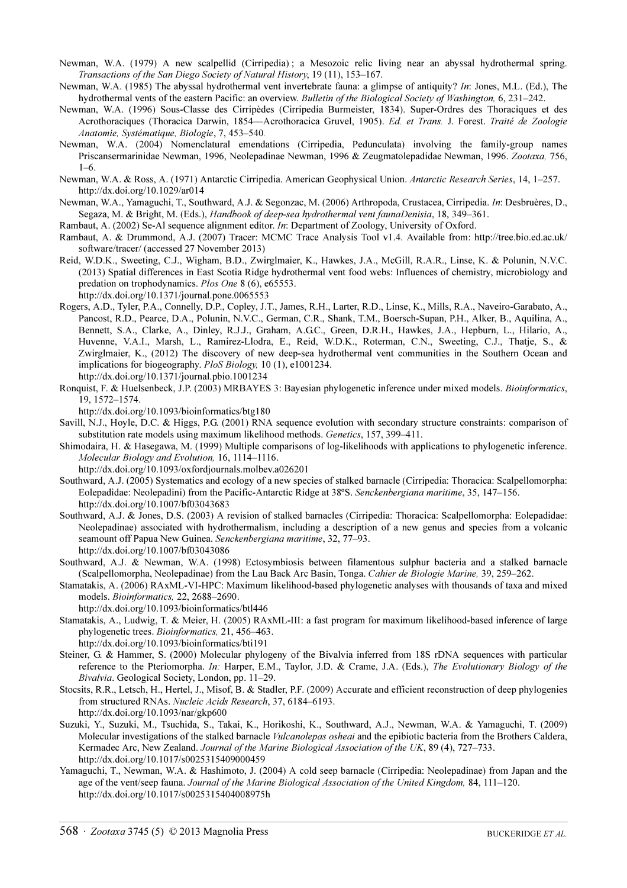Newman, W.A. (1979) A new scalpellid (Cirripedia) ; a Mesozoic relic living near an abyssal hydrothermal spring. *Transactions of the San Diego Society of Natural History*, 19 (11), 153–167.

Newman, W.A. (1985) The abyssal hydrothermal vent invertebrate fauna: a glimpse of antiquity? *In*: Jones, M.L. (Ed.), The hydrothermal vents of the eastern Pacific: an overview. *Bulletin of the Biological Society of Washington,* 6, 231–242.

Newman, W.A. (1996) Sous-Classe des Cirripèdes (Cirripedia Burmeister, 1834). Super-Ordres des Thoraciques et des Acrothoraciques (Thoracica Darwin, 1854—Acrothoracica Gruvel, 1905). *Ed. et Trans.* J. Forest. *Traité de Zoologie Anatomie, Systématique, Biologie*, 7, 453–540*.*

Newman, W.A. (2004) Nomenclatural emendations (Cirripedia, Pedunculata) involving the family-group names Priscansermarinidae Newman, 1996, Neolepadinae Newman, 1996 & Zeugmatolepadidae Newman, 1996. *Zootaxa,* 756, 1–6.

Newman, W.A. & Ross, A. (1971) Antarctic Cirripedia. American Geophysical Union. *Antarctic Research Series*, 14, 1–257. http://dx.doi.org/10.1029/ar014

Newman, W.A., Yamaguchi, T., Southward, A.J. & Segonzac, M. (2006) Arthropoda, Crustacea, Cirripedia. *In*: Desbruères, D., Segaza, M. & Bright, M. (Eds.), *Handbook of deep-sea hydrothermal vent faunaDenisia*, 18, 349–361.

Rambaut, A. (2002) Se-Al sequence alignment editor. *In*: Department of Zoology, University of Oxford.

Rambaut, A. & Drummond, A.J. (2007) Tracer: MCMC Trace Analysis Tool v1.4. Available from: http://tree.bio.ed.ac.uk/software/tracer/ (accessed 27 November 2013)

Reid, W.D.K., Sweeting, C.J., Wigham, B.D., Zwirglmaier, K., Hawkes, J.A., McGill, R.A.R., Linse, K. & Polunin, N.V.C. (2013) Spatial differences in East Scotia Ridge hydrothermal vent food webs: Influences of chemistry, microbiology and predation on trophodynamics. *Plos One* 8 (6), e65553.
http://dx.doi.org/10.1371/journal.pone.0065553

Rogers, A.D., Tyler, P.A., Connelly, D.P., Copley, J.T., James, R.H., Larter, R.D., Linse, K., Mills, R.A., Naveiro-Garabato, A., Pancost, R.D., Pearce, D.A., Polunin, N.V.C., German, C.R., Shank, T.M., Boersch-Supan, P.H., Alker, B., Aquilina, A., Bennett, S.A., Clarke, A., Dinley, R.J.J., Graham, A.G.C., Green, D.R.H., Hawkes, J.A., Hepburn, L., Hilario, A., Huvenne, V.A.I., Marsh, L., Ramirez-Llodra, E., Reid, W.D.K., Roterman, C.N., Sweeting, C.J., Thatje, S., & Zwirglmaier, K., (2012) The discovery of new deep-sea hydrothermal vent communities in the Southern Ocean and implications for biogeography. *PloS Biology,* 10 (1), e1001234.
http://dx.doi.org/10.1371/journal.pbio.1001234

Ronquist, F. & Huelsenbeck, J.P. (2003) MRBAYES 3: Bayesian phylogenetic inference under mixed models. *Bioinformatics*, 19, 1572–1574.
http://dx.doi.org/10.1093/bioinformatics/btg180

Savill, N.J., Hoyle, D.C. & Higgs, P.G. (2001) RNA sequence evolution with secondary structure constraints: comparison of substitution rate models using maximum likelihood methods. *Genetics*, 157, 399–411.

Shimodaira, H. & Hasegawa, M. (1999) Multiple comparisons of log-likelihoods with applications to phylogenetic inference. *Molecular Biology and Evolution,* 16, 1114–1116.
http://dx.doi.org/10.1093/oxfordjournals.molbev.a026201

Southward, A.J. (2005) Systematics and ecology of a new species of stalked barnacle (Cirripedia: Thoracica: Scalpellomorpha: Eolepadidae: Neolepadini) from the Pacific-Antarctic Ridge at 38ºS. *Senckenbergiana maritime*, 35, 147–156.
http://dx.doi.org/10.1007/bf03043683

Southward, A.J. & Jones, D.S. (2003) A revision of stalked barnacles (Cirripedia: Thoracica: Scalpellomorpha: Eolepadidae: Neolepadinae) associated with hydrothermalism, including a description of a new genus and species from a volcanic seamount off Papua New Guinea. *Senckenbergiana maritime*, 32, 77–93.
http://dx.doi.org/10.1007/bf03043086

Southward, A.J. & Newman, W.A. (1998) Ectosymbiosis between filamentous sulphur bacteria and a stalked barnacle (Scalpellomorpha, Neolepadinae) from the Lau Back Arc Basin, Tonga. *Cahier de Biologie Marine,* 39, 259–262.

Stamatakis, A. (2006) RAxML-VI-HPC: Maximum likelihood-based phylogenetic analyses with thousands of taxa and mixed models. *Bioinformatics,* 22, 2688–2690.
http://dx.doi.org/10.1093/bioinformatics/btl446

Stamatakis, A., Ludwig, T. & Meier, H. (2005) RAxML-III: a fast program for maximum likelihood-based inference of large phylogenetic trees. *Bioinformatics,* 21, 456–463.
http://dx.doi.org/10.1093/bioinformatics/bti191

Steiner, G. & Hammer, S. (2000) Molecular phylogeny of the Bivalvia inferred from 18S rDNA sequences with particular reference to the Pteriomorpha. *In:* Harper, E.M., Taylor, J.D. & Crame, J.A. (Eds.), *The Evolutionary Biology of the Bivalvia*. Geological Society, London, pp. 11–29.

Stocsits, R.R., Letsch, H., Hertel, J., Misof, B. & Stadler, P.F. (2009) Accurate and efficient reconstruction of deep phylogenies from structured RNAs. *Nucleic Acids Research*, 37, 6184–6193.
http://dx.doi.org/10.1093/nar/gkp600

Suzuki, Y., Suzuki, M., Tsuchida, S., Takai, K., Horikoshi, K., Southward, A.J., Newman, W.A. & Yamaguchi, T. (2009) Molecular investigations of the stalked barnacle *Vulcanolepas osheai* and the epibiotic bacteria from the Brothers Caldera, Kermadec Arc, New Zealand. *Journal of the Marine Biological Association of the UK*, 89 (4), 727–733.
http://dx.doi.org/10.1017/s0025315409000459

Yamaguchi, T., Newman, W.A. & Hashimoto, J. (2004) A cold seep barnacle (Cirripedia: Neolepadinae) from Japan and the age of the vent/seep fauna. *Journal of the Marine Biological Association of the United Kingdom,* 84, 111–120.
http://dx.doi.org/10.1017/s0025315404008975h